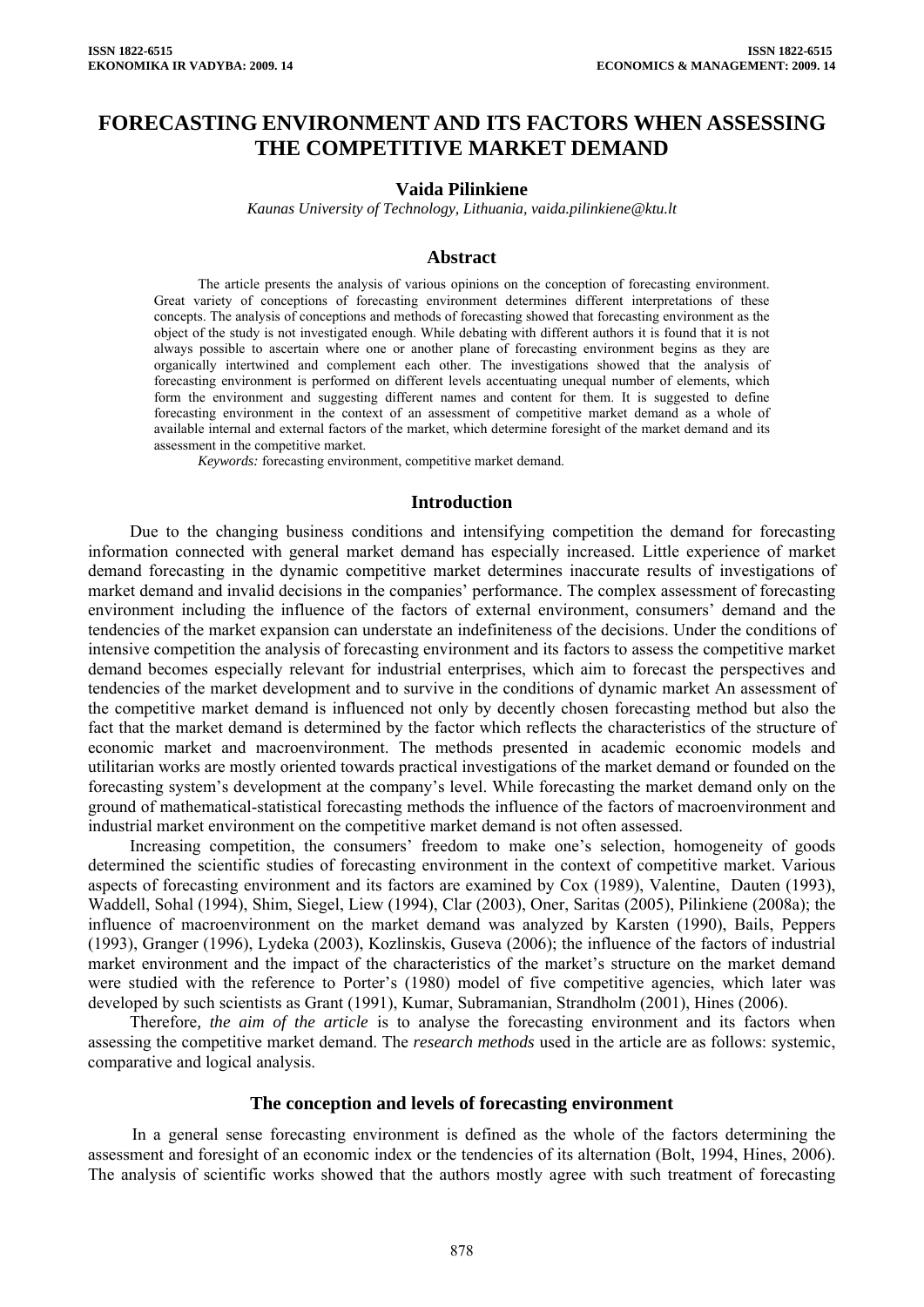# FORECASTING ENVIRONMENT AND ITS FACTORS WHEN ASSESSING THE COMPETITIVE MARKET DEMAND

**Vaida Pilinkiene**

*Kaunas University of Technology, Lithuania, vaida.pilinkiene@ktu.lt*

## Abstract

The article presents the analysis of various opinions on the conception of forecasting environment. Great variety of conceptions of forecasting environment determines different interpretations of these concepts. The analysis of conceptions and methods of forecasting showed that forecasting environment as the object of the study is not investigated enough. While debating with different authors it is found that it is not always possible to ascertain where one or another plane of forecasting environment begins as they are organically intertwined and complement each other. The investigations showed that the analysis of forecasting environment is performed on different levels accentuating unequal number of elements, which form the environment and suggesting different names and content for them. It is suggested to define forecasting environment in the context of an assessment of competitive market demand as a whole of available internal and external factors of the market, which determine foresight of the market demand and its assessment in the competitive market.

*Keywords:* forecasting environment, competitive market demand.

## Introduction

Due to the changing business conditions and intensifying competition the demand for forecasting information connected with general market demand has especially increased. Little experience of market demand forecasting in the dynamic competitive market determines inaccurate results of investigations of market demand and invalid decisions in the companies' performance. The complex assessment of forecasting environment including the influence of the factors of external environment, consumers' demand and the tendencies of the market expansion can understate an indefiniteness of the decisions. Under the conditions of intensive competition the analysis of forecasting environment and its factors to assess the competitive market demand becomes especially relevant for industrial enterprises, which aim to forecast the perspectives and tendencies of the market development and to survive in the conditions of dynamic market An assessment of the competitive market demand is influenced not only by decently chosen forecasting method but also the fact that the market demand is determined by the factor which reflects the characteristics of the structure of economic market and macroenvironment. The methods presented in academic economic models and utilitarian works are mostly oriented towards practical investigations of the market demand or founded on the forecasting system's development at the company's level. While forecasting the market demand only on the ground of mathematical-statistical forecasting methods the influence of the factors of macroenvironment and industrial market environment on the competitive market demand is not often assessed.

Increasing competition, the consumers' freedom to make one's selection, homogeneity of goods determined the scientific studies of forecasting environment in the context of competitive market. Various aspects of forecasting environment and its factors are examined by Cox (1989), Valentine, Dauten (1993), Waddell, Sohal (1994), Shim, Siegel, Liew (1994), Clar (2003), Oner, Saritas (2005), Pilinkiene (2008a); the influence of macroenvironment on the market demand was analyzed by Karsten (1990), Bails, Peppers (1993), Granger (1996), Lydeka (2003), Kozlinskis, Guseva (2006); the influence of the factors of industrial market environment and the impact of the characteristics of the market's structure on the market demand were studied with the reference to Porter's (1980) model of five competitive agencies, which later was developed by such scientists as Grant (1991), Kumar, Subramanian, Strandholm (2001), Hines (2006).

Therefore*, the aim of the article* is to analyse the forecasting environment and its factors when assessing the competitive market demand. The *research methods* used in the article are as follows: systemic, comparative and logical analysis.

## The conception and levels of forecasting environment

In a general sense forecasting environment is defined as the whole of the factors determining the assessment and foresight of an economic index or the tendencies of its alternation (Bolt, 1994, Hines, 2006). The analysis of scientific works showed that the authors mostly agree with such treatment of forecasting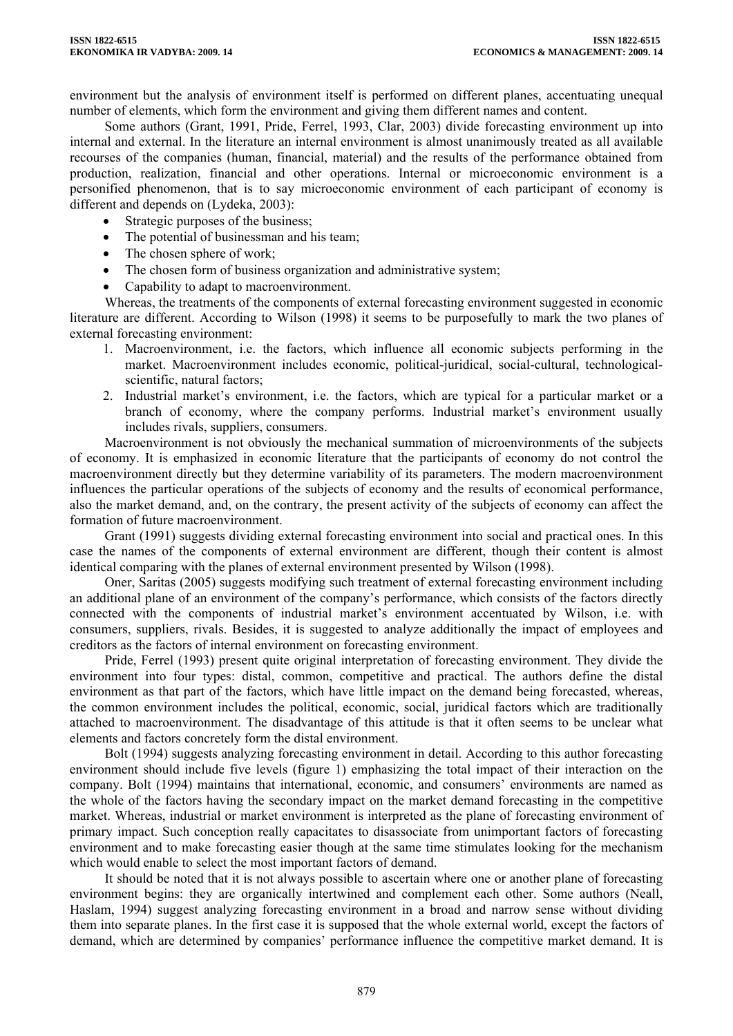environment but the analysis of environment itself is performed on different planes, accentuating unequal number of elements, which form the environment and giving them different names and content.

Some authors (Grant, 1991, Pride, Ferrel, 1993, Clar, 2003) divide forecasting environment up into internal and external. In the literature an internal environment is almost unanimously treated as all available recourses of the companies (human, financial, material) and the results of the performance obtained from production, realization, financial and other operations. Internal or microeconomic environment is a personified phenomenon, that is to say microeconomic environment of each participant of economy is different and depends on (Lydeka, 2003):

- Strategic purposes of the business;
- The potential of businessman and his team;
- The chosen sphere of work;
- The chosen form of business organization and administrative system;
- Capability to adapt to macroenvironment.

Whereas, the treatments of the components of external forecasting environment suggested in economic literature are different. According to Wilson (1998) it seems to be purposefully to mark the two planes of external forecasting environment:

1. Macroenvironment, i.e. the factors, which influence all economic subjects performing in the market. Macroenvironment includes economic, political-juridical, social-cultural, technological-scientific, natural factors;
2. Industrial market's environment, i.e. the factors, which are typical for a particular market or a branch of economy, where the company performs. Industrial market's environment usually includes rivals, suppliers, consumers.

Macroenvironment is not obviously the mechanical summation of microenvironments of the subjects of economy. It is emphasized in economic literature that the participants of economy do not control the macroenvironment directly but they determine variability of its parameters. The modern macroenvironment influences the particular operations of the subjects of economy and the results of economical performance, also the market demand, and, on the contrary, the present activity of the subjects of economy can affect the formation of future macroenvironment.

Grant (1991) suggests dividing external forecasting environment into social and practical ones. In this case the names of the components of external environment are different, though their content is almost identical comparing with the planes of external environment presented by Wilson (1998).

Oner, Saritas (2005) suggests modifying such treatment of external forecasting environment including an additional plane of an environment of the company's performance, which consists of the factors directly connected with the components of industrial market's environment accentuated by Wilson, i.e. with consumers, suppliers, rivals. Besides, it is suggested to analyze additionally the impact of employees and creditors as the factors of internal environment on forecasting environment.

Pride, Ferrel (1993) present quite original interpretation of forecasting environment. They divide the environment into four types: distal, common, competitive and practical. The authors define the distal environment as that part of the factors, which have little impact on the demand being forecasted, whereas, the common environment includes the political, economic, social, juridical factors which are traditionally attached to macroenvironment. The disadvantage of this attitude is that it often seems to be unclear what elements and factors concretely form the distal environment.

Bolt (1994) suggests analyzing forecasting environment in detail. According to this author forecasting environment should include five levels (figure 1) emphasizing the total impact of their interaction on the company. Bolt (1994) maintains that international, economic, and consumers' environments are named as the whole of the factors having the secondary impact on the market demand forecasting in the competitive market. Whereas, industrial or market environment is interpreted as the plane of forecasting environment of primary impact. Such conception really capacitates to disassociate from unimportant factors of forecasting environment and to make forecasting easier though at the same time stimulates looking for the mechanism which would enable to select the most important factors of demand.

It should be noted that it is not always possible to ascertain where one or another plane of forecasting environment begins: they are organically intertwined and complement each other. Some authors (Neall, Haslam, 1994) suggest analyzing forecasting environment in a broad and narrow sense without dividing them into separate planes. In the first case it is supposed that the whole external world, except the factors of demand, which are determined by companies' performance influence the competitive market demand. It is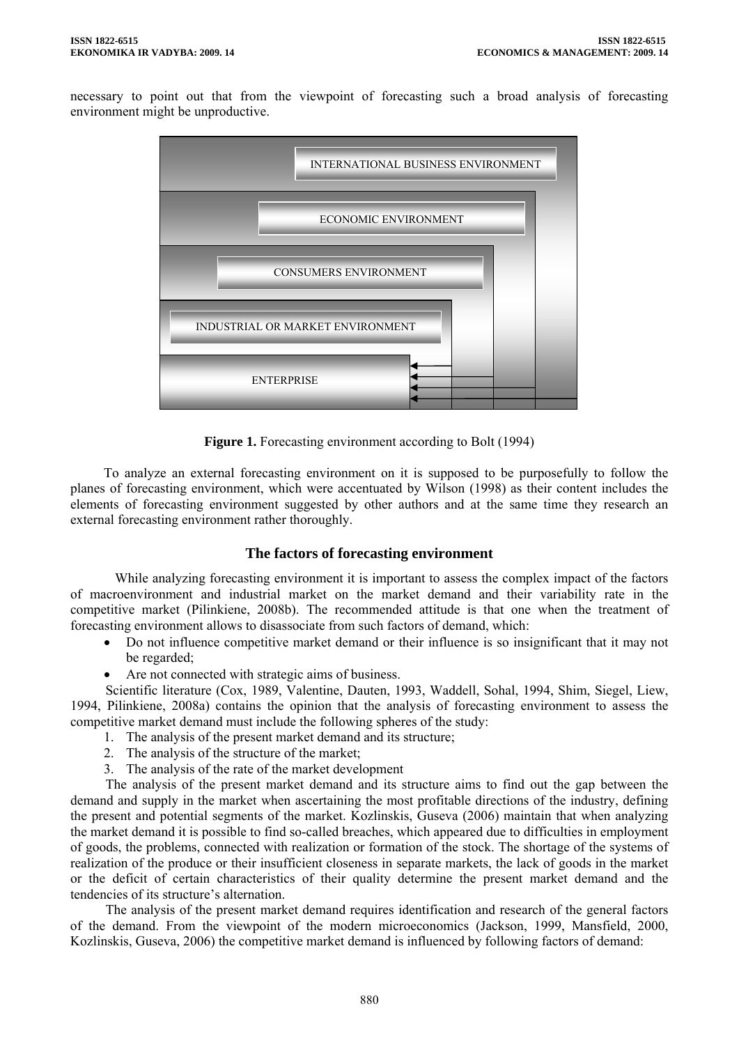necessary to point out that from the viewpoint of forecasting such a broad analysis of forecasting environment might be unproductive.

INTERNATIONAL BUSINESS ENVIRONMENT

ECONOMIC ENVIRONMENT

CONSUMERS ENVIRONMENT

INDUSTRIAL OR MARKET ENVIRONMENT

ENTERPRISE

**Figure 1.** Forecasting environment according to Bolt (1994)

To analyze an external forecasting environment on it is supposed to be purposefully to follow the planes of forecasting environment, which were accentuated by Wilson (1998) as their content includes the elements of forecasting environment suggested by other authors and at the same time they research an external forecasting environment rather thoroughly.

## The factors of forecasting environment

While analyzing forecasting environment it is important to assess the complex impact of the factors of macroenvironment and industrial market on the market demand and their variability rate in the competitive market (Pilinkiene, 2008b). The recommended attitude is that one when the treatment of forecasting environment allows to disassociate from such factors of demand, which:

- Do not influence competitive market demand or their influence is so insignificant that it may not be regarded;
- Are not connected with strategic aims of business.

Scientific literature (Cox, 1989, Valentine, Dauten, 1993, Waddell, Sohal, 1994, Shim, Siegel, Liew, 1994, Pilinkiene, 2008a) contains the opinion that the analysis of forecasting environment to assess the competitive market demand must include the following spheres of the study:

1. The analysis of the present market demand and its structure;
2. The analysis of the structure of the market;
3. The analysis of the rate of the market development

The analysis of the present market demand and its structure aims to find out the gap between the demand and supply in the market when ascertaining the most profitable directions of the industry, defining the present and potential segments of the market. Kozlinskis, Guseva (2006) maintain that when analyzing the market demand it is possible to find so-called breaches, which appeared due to difficulties in employment of goods, the problems, connected with realization or formation of the stock. The shortage of the systems of realization of the produce or their insufficient closeness in separate markets, the lack of goods in the market or the deficit of certain characteristics of their quality determine the present market demand and the tendencies of its structure's alternation.

The analysis of the present market demand requires identification and research of the general factors of the demand. From the viewpoint of the modern microeconomics (Jackson, 1999, Mansfield, 2000, Kozlinskis, Guseva, 2006) the competitive market demand is influenced by following factors of demand: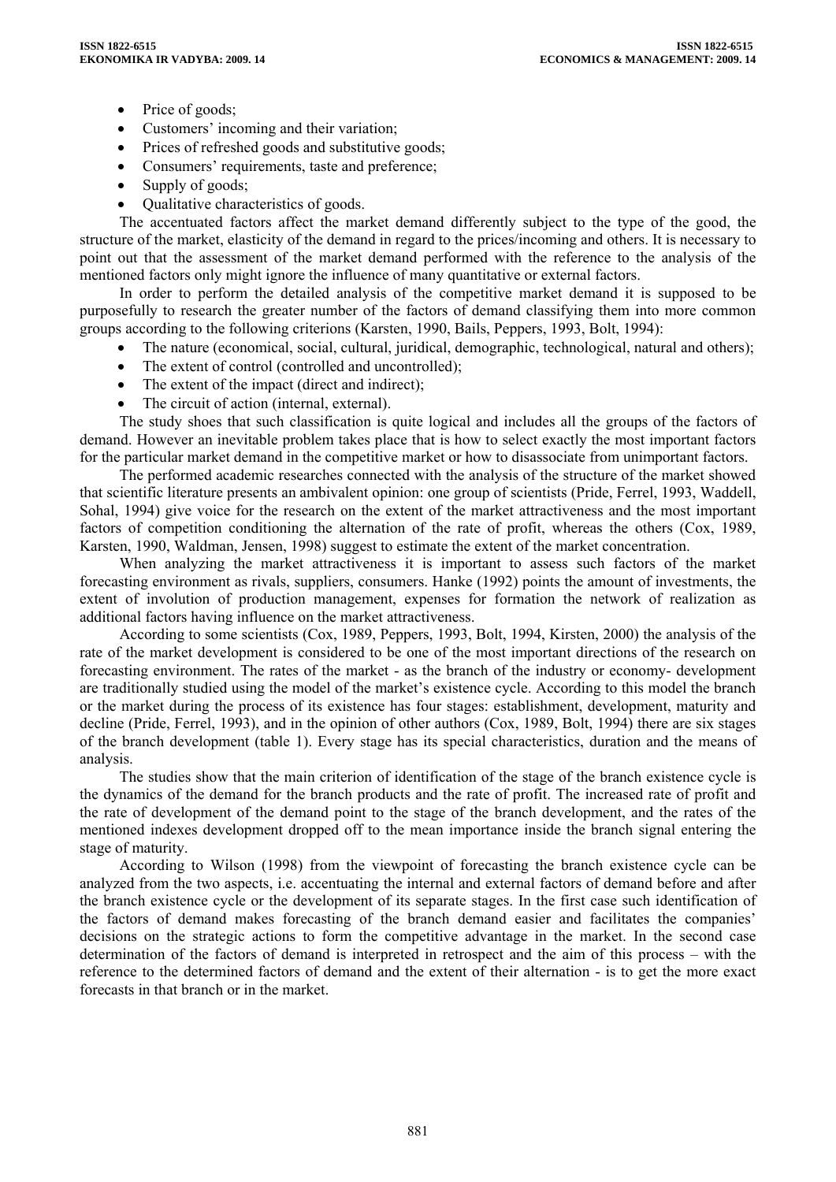- Price of goods;
- Customers' incoming and their variation;
- Prices of refreshed goods and substitutive goods;
- Consumers' requirements, taste and preference;
- Supply of goods;
- Qualitative characteristics of goods.

The accentuated factors affect the market demand differently subject to the type of the good, the structure of the market, elasticity of the demand in regard to the prices/incoming and others. It is necessary to point out that the assessment of the market demand performed with the reference to the analysis of the mentioned factors only might ignore the influence of many quantitative or external factors.

In order to perform the detailed analysis of the competitive market demand it is supposed to be purposefully to research the greater number of the factors of demand classifying them into more common groups according to the following criterions (Karsten, 1990, Bails, Peppers, 1993, Bolt, 1994):

- The nature (economical, social, cultural, juridical, demographic, technological, natural and others);
- The extent of control (controlled and uncontrolled);
- The extent of the impact (direct and indirect);
- The circuit of action (internal, external).

The study shoes that such classification is quite logical and includes all the groups of the factors of demand. However an inevitable problem takes place that is how to select exactly the most important factors for the particular market demand in the competitive market or how to disassociate from unimportant factors.

The performed academic researches connected with the analysis of the structure of the market showed that scientific literature presents an ambivalent opinion: one group of scientists (Pride, Ferrel, 1993, Waddell, Sohal, 1994) give voice for the research on the extent of the market attractiveness and the most important factors of competition conditioning the alternation of the rate of profit, whereas the others (Cox, 1989, Karsten, 1990, Waldman, Jensen, 1998) suggest to estimate the extent of the market concentration.

When analyzing the market attractiveness it is important to assess such factors of the market forecasting environment as rivals, suppliers, consumers. Hanke (1992) points the amount of investments, the extent of involution of production management, expenses for formation the network of realization as additional factors having influence on the market attractiveness.

According to some scientists (Cox, 1989, Peppers, 1993, Bolt, 1994, Kirsten, 2000) the analysis of the rate of the market development is considered to be one of the most important directions of the research on forecasting environment. The rates of the market - as the branch of the industry or economy- development are traditionally studied using the model of the market's existence cycle. According to this model the branch or the market during the process of its existence has four stages: establishment, development, maturity and decline (Pride, Ferrel, 1993), and in the opinion of other authors (Cox, 1989, Bolt, 1994) there are six stages of the branch development (table 1). Every stage has its special characteristics, duration and the means of analysis.

The studies show that the main criterion of identification of the stage of the branch existence cycle is the dynamics of the demand for the branch products and the rate of profit. The increased rate of profit and the rate of development of the demand point to the stage of the branch development, and the rates of the mentioned indexes development dropped off to the mean importance inside the branch signal entering the stage of maturity.

According to Wilson (1998) from the viewpoint of forecasting the branch existence cycle can be analyzed from the two aspects, i.e. accentuating the internal and external factors of demand before and after the branch existence cycle or the development of its separate stages. In the first case such identification of the factors of demand makes forecasting of the branch demand easier and facilitates the companies' decisions on the strategic actions to form the competitive advantage in the market. In the second case determination of the factors of demand is interpreted in retrospect and the aim of this process – with the reference to the determined factors of demand and the extent of their alternation - is to get the more exact forecasts in that branch or in the market.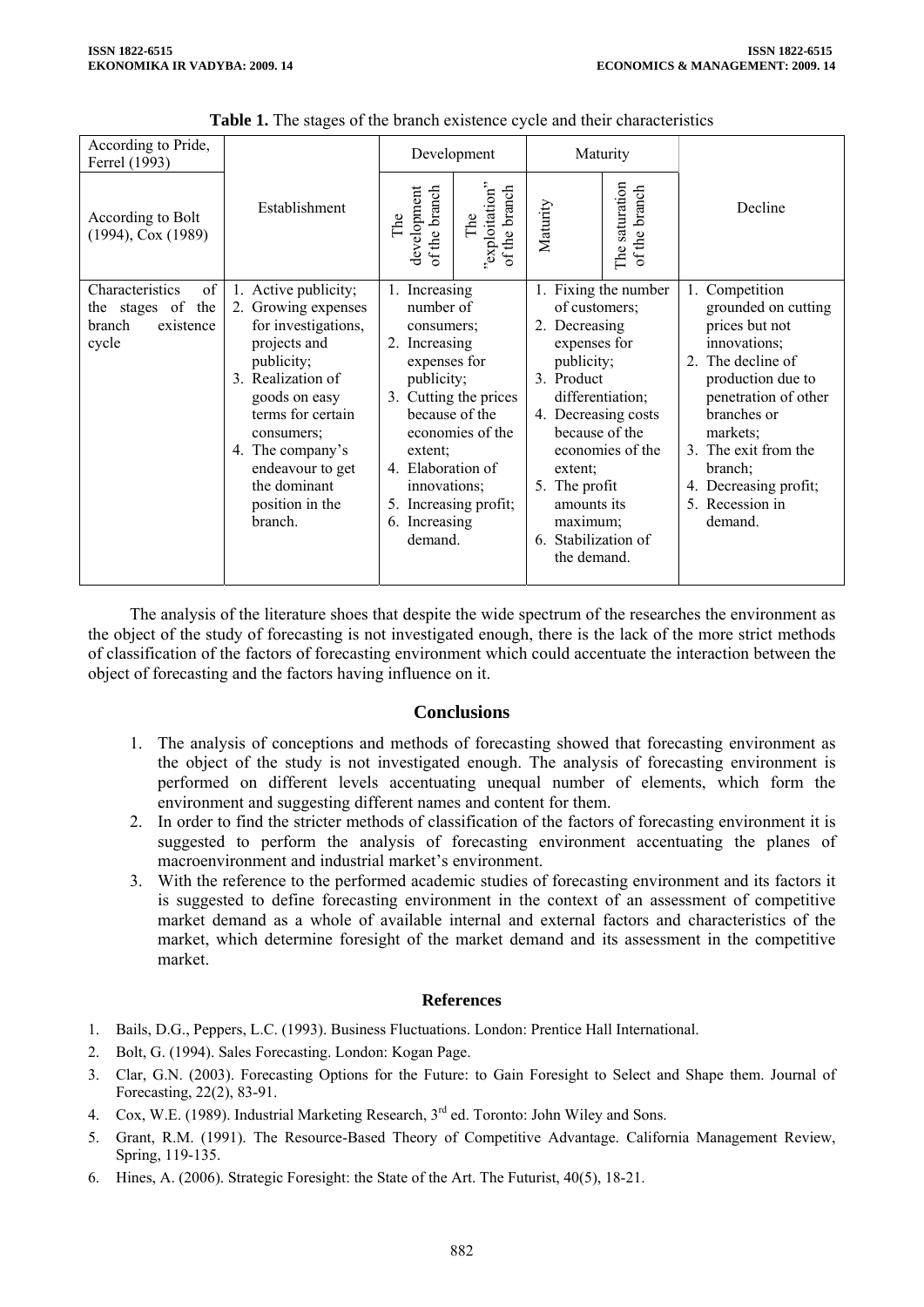**Table 1.** The stages of the branch existence cycle and their characteristics

| According to Pride, Ferrel (1993) | Establishment | Development | | Maturity | | Decline |
|---|---|---|---|---|---|---|
| According to Bolt (1994), Cox (1989) | | The development of the branch | The "exploitation" of the branch | Maturity | The saturation of the branch | |
| Characteristics of the stages of the branch existence cycle | 1. Active publicity; 2. Growing expenses for investigations, projects and publicity; 3. Realization of goods on easy terms for certain consumers; 4. The company's endeavour to get the dominant position in the branch. | 1. Increasing number of consumers; 2. Increasing expenses for publicity; 3. Cutting the prices because of the economies of the extent; 4. Elaboration of innovations; 5. Increasing profit; 6. Increasing demand. | | 1. Fixing the number of customers; 2. Decreasing expenses for publicity; 3. Product differentiation; 4. Decreasing costs because of the economies of the extent; 5. The profit amounts its maximum; 6. Stabilization of the demand. | | 1. Competition grounded on cutting prices but not innovations; 2. The decline of production due to penetration of other branches or markets; 3. The exit from the branch; 4. Decreasing profit; 5. Recession in demand. |

The analysis of the literature shoes that despite the wide spectrum of the researches the environment as the object of the study of forecasting is not investigated enough, there is the lack of the more strict methods of classification of the factors of forecasting environment which could accentuate the interaction between the object of forecasting and the factors having influence on it.

## Conclusions

1. The analysis of conceptions and methods of forecasting showed that forecasting environment as the object of the study is not investigated enough. The analysis of forecasting environment is performed on different levels accentuating unequal number of elements, which form the environment and suggesting different names and content for them.
2. In order to find the stricter methods of classification of the factors of forecasting environment it is suggested to perform the analysis of forecasting environment accentuating the planes of macroenvironment and industrial market's environment.
3. With the reference to the performed academic studies of forecasting environment and its factors it is suggested to define forecasting environment in the context of an assessment of competitive market demand as a whole of available internal and external factors and characteristics of the market, which determine foresight of the market demand and its assessment in the competitive market.

### References

1. Bails, D.G., Peppers, L.C. (1993). Business Fluctuations. London: Prentice Hall International.
2. Bolt, G. (1994). Sales Forecasting. London: Kogan Page.
3. Clar, G.N. (2003). Forecasting Options for the Future: to Gain Foresight to Select and Shape them. Journal of Forecasting, 22(2), 83-91.
4. Cox, W.E. (1989). Industrial Marketing Research, 3rd ed. Toronto: John Wiley and Sons.
5. Grant, R.M. (1991). The Resource-Based Theory of Competitive Advantage. California Management Review, Spring, 119-135.
6. Hines, A. (2006). Strategic Foresight: the State of the Art. The Futurist, 40(5), 18-21.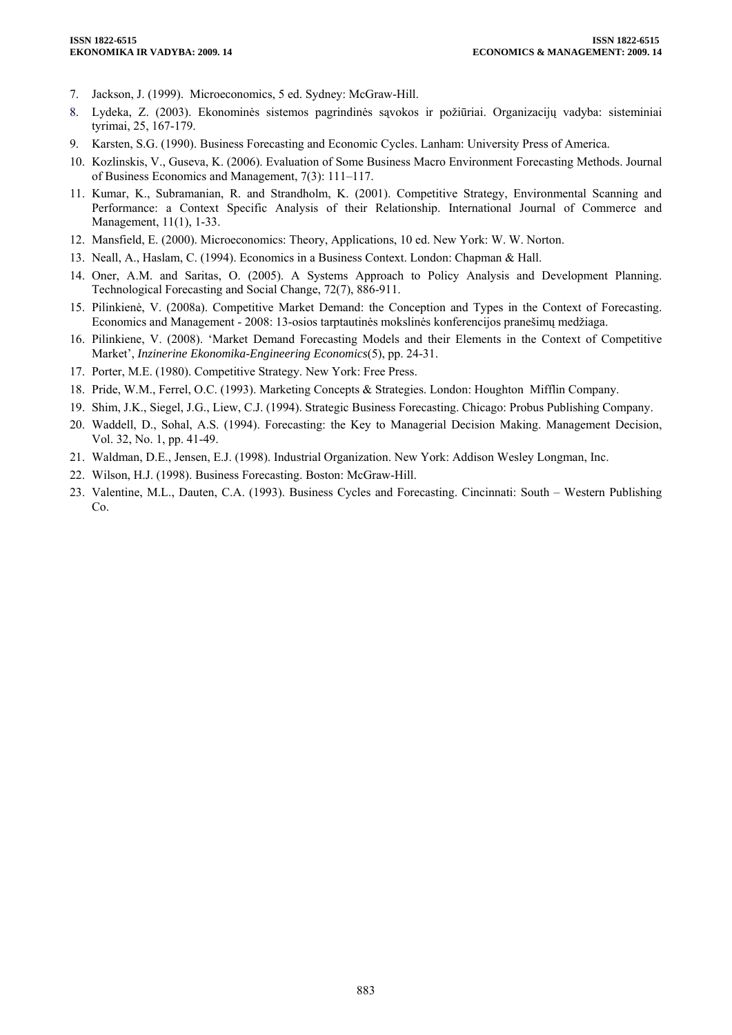7. Jackson, J. (1999). Microeconomics, 5 ed. Sydney: McGraw-Hill.
8. Lydeka, Z. (2003). Ekonominės sistemos pagrindinės sąvokos ir požiūriai. Organizacijų vadyba: sisteminiai tyrimai, 25, 167-179.
9. Karsten, S.G. (1990). Business Forecasting and Economic Cycles. Lanham: University Press of America.
10. Kozlinskis, V., Guseva, K. (2006). Evaluation of Some Business Macro Environment Forecasting Methods. Journal of Business Economics and Management, 7(3): 111–117.
11. Kumar, K., Subramanian, R. and Strandholm, K. (2001). Competitive Strategy, Environmental Scanning and Performance: a Context Specific Analysis of their Relationship. International Journal of Commerce and Management, 11(1), 1-33.
12. Mansfield, E. (2000). Microeconomics: Theory, Applications, 10 ed. New York: W. W. Norton.
13. Neall, A., Haslam, C. (1994). Economics in a Business Context. London: Chapman & Hall.
14. Oner, A.M. and Saritas, O. (2005). A Systems Approach to Policy Analysis and Development Planning. Technological Forecasting and Social Change, 72(7), 886-911.
15. Pilinkienė, V. (2008a). Competitive Market Demand: the Conception and Types in the Context of Forecasting. Economics and Management - 2008: 13-osios tarptautinės mokslinės konferencijos pranešimų medžiaga.
16. Pilinkiene, V. (2008). 'Market Demand Forecasting Models and their Elements in the Context of Competitive Market', *Inzinerine Ekonomika-Engineering Economics*(5), pp. 24-31.
17. Porter, M.E. (1980). Competitive Strategy. New York: Free Press.
18. Pride, W.M., Ferrel, O.C. (1993). Marketing Concepts & Strategies. London: Houghton Mifflin Company.
19. Shim, J.K., Siegel, J.G., Liew, C.J. (1994). Strategic Business Forecasting. Chicago: Probus Publishing Company.
20. Waddell, D., Sohal, A.S. (1994). Forecasting: the Key to Managerial Decision Making. Management Decision, Vol. 32, No. 1, pp. 41-49.
21. Waldman, D.E., Jensen, E.J. (1998). Industrial Organization. New York: Addison Wesley Longman, Inc.
22. Wilson, H.J. (1998). Business Forecasting. Boston: McGraw-Hill.
23. Valentine, M.L., Dauten, C.A. (1993). Business Cycles and Forecasting. Cincinnati: South – Western Publishing Co.